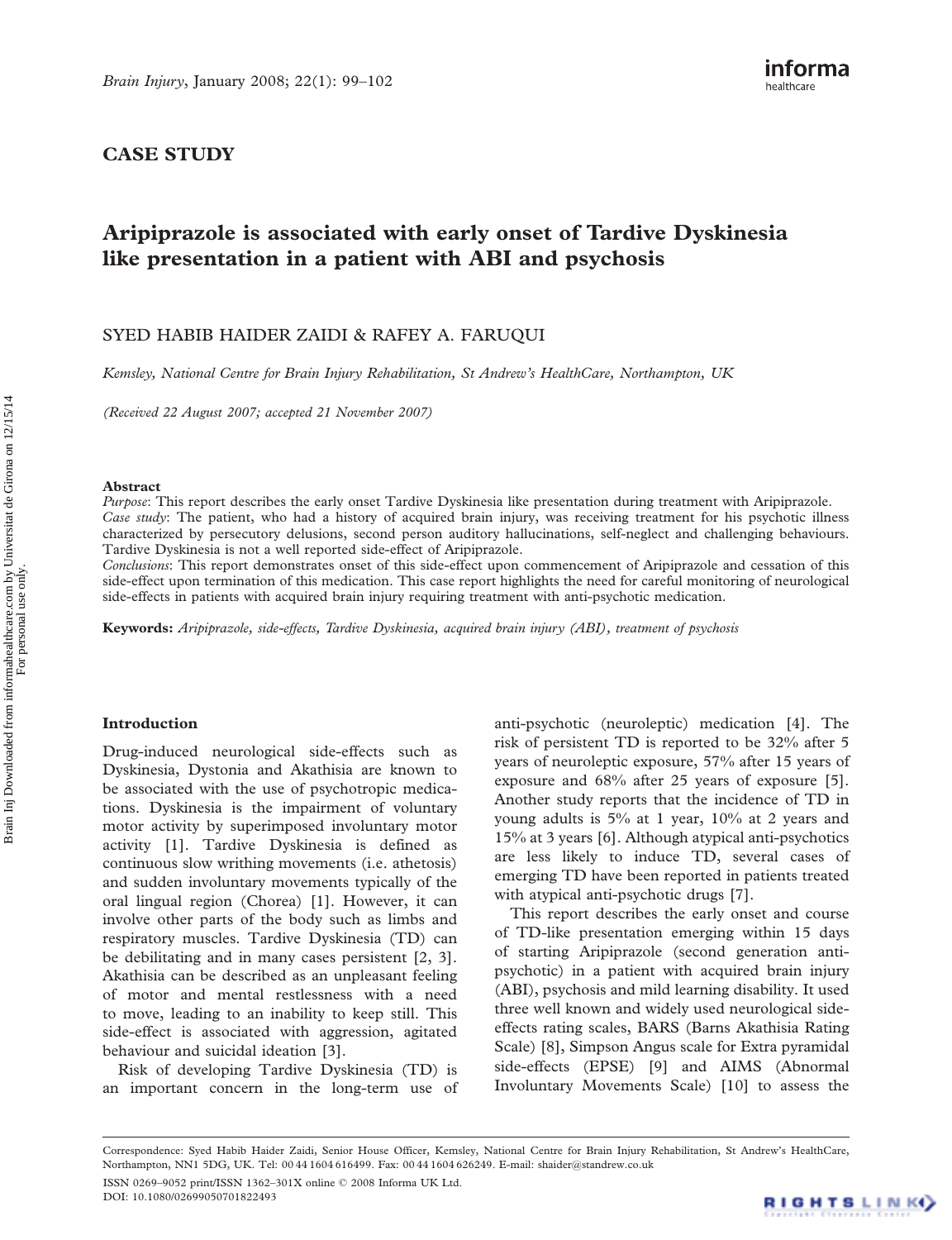## CASE STUDY

# Aripiprazole is associated with early onset of Tardive Dyskinesia like presentation in a patient with ABI and psychosis

SYED HABIB HAIDER ZAIDI & RAFEY A. FARUQUI

*Kemsley, National Centre for Brain Injury Rehabilitation, St Andrew's HealthCare, Northampton, UK*

*(Received 22 August 2007; accepted 21 November 2007)*

### Abstract

*Purpose*: This report describes the early onset Tardive Dyskinesia like presentation during treatment with Aripiprazole.
*Case study*: The patient, who had a history of acquired brain injury, was receiving treatment for his psychotic illness characterized by persecutory delusions, second person auditory hallucinations, self-neglect and challenging behaviours. Tardive Dyskinesia is not a well reported side-effect of Aripiprazole.
*Conclusions*: This report demonstrates onset of this side-effect upon commencement of Aripiprazole and cessation of this side-effect upon termination of this medication. This case report highlights the need for careful monitoring of neurological side-effects in patients with acquired brain injury requiring treatment with anti-psychotic medication.

**Keywords:** *Aripiprazole, side-effects, Tardive Dyskinesia, acquired brain injury (ABI), treatment of psychosis*

## Introduction

Drug-induced neurological side-effects such as Dyskinesia, Dystonia and Akathisia are known to be associated with the use of psychotropic medications. Dyskinesia is the impairment of voluntary motor activity by superimposed involuntary motor activity [1]. Tardive Dyskinesia is defined as continuous slow writhing movements (i.e. athetosis) and sudden involuntary movements typically of the oral lingual region (Chorea) [1]. However, it can involve other parts of the body such as limbs and respiratory muscles. Tardive Dyskinesia (TD) can be debilitating and in many cases persistent [2, 3]. Akathisia can be described as an unpleasant feeling of motor and mental restlessness with a need to move, leading to an inability to keep still. This side-effect is associated with aggression, agitated behaviour and suicidal ideation [3].

Risk of developing Tardive Dyskinesia (TD) is an important concern in the long-term use of anti-psychotic (neuroleptic) medication [4]. The risk of persistent TD is reported to be 32% after 5 years of neuroleptic exposure, 57% after 15 years of exposure and 68% after 25 years of exposure [5]. Another study reports that the incidence of TD in young adults is 5% at 1 year, 10% at 2 years and 15% at 3 years [6]. Although atypical anti-psychotics are less likely to induce TD, several cases of emerging TD have been reported in patients treated with atypical anti-psychotic drugs [7].

This report describes the early onset and course of TD-like presentation emerging within 15 days of starting Aripiprazole (second generation anti-psychotic) in a patient with acquired brain injury (ABI), psychosis and mild learning disability. It used three well known and widely used neurological side-effects rating scales, BARS (Barns Akathisia Rating Scale) [8], Simpson Angus scale for Extra pyramidal side-effects (EPSE) [9] and AIMS (Abnormal Involuntary Movements Scale) [10] to assess the

Correspondence: Syed Habib Haider Zaidi, Senior House Officer, Kemsley, National Centre for Brain Injury Rehabilitation, St Andrew's HealthCare, Northampton, NN1 5DG, UK. Tel: 00 44 1604 616499. Fax: 00 44 1604 626249. E-mail: shaider@standrew.co.uk

ISSN 0269–9052 print/ISSN 1362–301X online © 2008 Informa UK Ltd.
DOI: 10.1080/02699050701822493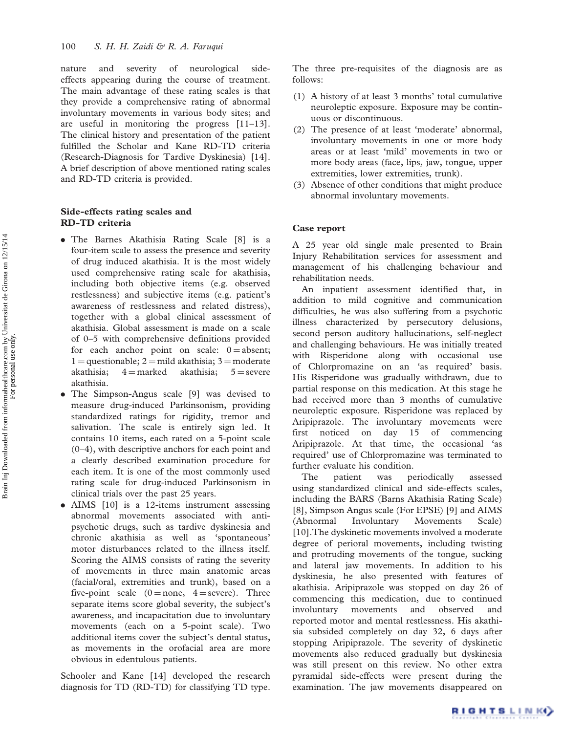nature and severity of neurological side-effects appearing during the course of treatment. The main advantage of these rating scales is that they provide a comprehensive rating of abnormal involuntary movements in various body sites; and are useful in monitoring the progress [11–13]. The clinical history and presentation of the patient fulfilled the Scholar and Kane RD-TD criteria (Research-Diagnosis for Tardive Dyskinesia) [14]. A brief description of above mentioned rating scales and RD-TD criteria is provided.

### Side-effects rating scales and RD-TD criteria

- The Barnes Akathisia Rating Scale [8] is a four-item scale to assess the presence and severity of drug induced akathisia. It is the most widely used comprehensive rating scale for akathisia, including both objective items (e.g. observed restlessness) and subjective items (e.g. patient's awareness of restlessness and related distress), together with a global clinical assessment of akathisia. Global assessment is made on a scale of 0–5 with comprehensive definitions provided for each anchor point on scale: 0 = absent; 1 = questionable; 2 = mild akathisia; 3 = moderate akathisia; 4 = marked akathisia; 5 = severe akathisia.
- The Simpson-Angus scale [9] was devised to measure drug-induced Parkinsonism, providing standardized ratings for rigidity, tremor and salvation. The scale is entirely sign led. It contains 10 items, each rated on a 5-point scale (0–4), with descriptive anchors for each point and a clearly described examination procedure for each item. It is one of the most commonly used rating scale for drug-induced Parkinsonism in clinical trials over the past 25 years.
- AIMS [10] is a 12-items instrument assessing abnormal movements associated with anti-psychotic drugs, such as tardive dyskinesia and chronic akathisia as well as 'spontaneous' motor disturbances related to the illness itself. Scoring the AIMS consists of rating the severity of movements in three main anatomic areas (facial/oral, extremities and trunk), based on a five-point scale (0 = none, 4 = severe). Three separate items score global severity, the subject's awareness, and incapacitation due to involuntary movements (each on a 5-point scale). Two additional items cover the subject's dental status, as movements in the orofacial area are more obvious in edentulous patients.

Schooler and Kane [14] developed the research diagnosis for TD (RD-TD) for classifying TD type. The three pre-requisites of the diagnosis are as follows:

(1) A history of at least 3 months' total cumulative neuroleptic exposure. Exposure may be continuous or discontinuous.
(2) The presence of at least 'moderate' abnormal, involuntary movements in one or more body areas or at least 'mild' movements in two or more body areas (face, lips, jaw, tongue, upper extremities, lower extremities, trunk).
(3) Absence of other conditions that might produce abnormal involuntary movements.

### Case report

A 25 year old single male presented to Brain Injury Rehabilitation services for assessment and management of his challenging behaviour and rehabilitation needs.

An inpatient assessment identified that, in addition to mild cognitive and communication difficulties, he was also suffering from a psychotic illness characterized by persecutory delusions, second person auditory hallucinations, self-neglect and challenging behaviours. He was initially treated with Risperidone along with occasional use of Chlorpromazine on an 'as required' basis. His Risperidone was gradually withdrawn, due to partial response on this medication. At this stage he had received more than 3 months of cumulative neuroleptic exposure. Risperidone was replaced by Aripiprazole. The involuntary movements were first noticed on day 15 of commencing Aripiprazole. At that time, the occasional 'as required' use of Chlorpromazine was terminated to further evaluate his condition.

The patient was periodically assessed using standardized clinical and side-effects scales, including the BARS (Barns Akathisia Rating Scale) [8], Simpson Angus scale (For EPSE) [9] and AIMS (Abnormal Involuntary Movements Scale) [10].The dyskinetic movements involved a moderate degree of perioral movements, including twisting and protruding movements of the tongue, sucking and lateral jaw movements. In addition to his dyskinesia, he also presented with features of akathisia. Aripiprazole was stopped on day 26 of commencing this medication, due to continued involuntary movements and observed and reported motor and mental restlessness. His akathisia subsided completely on day 32, 6 days after stopping Aripiprazole. The severity of dyskinetic movements also reduced gradually but dyskinesia was still present on this review. No other extra pyramidal side-effects were present during the examination. The jaw movements disappeared on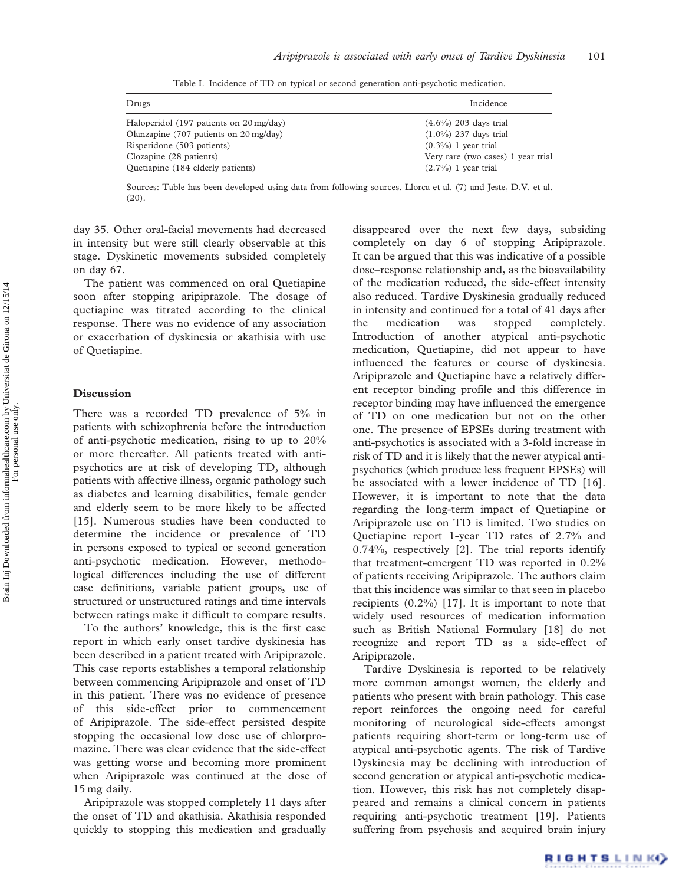Table I. Incidence of TD on typical or second generation anti-psychotic medication.

| Drugs | Incidence |
|---|---|
| Haloperidol (197 patients on 20 mg/day) | (4.6%) 203 days trial |
| Olanzapine (707 patients on 20 mg/day) | (1.0%) 237 days trial |
| Risperidone (503 patients) | (0.3%) 1 year trial |
| Clozapine (28 patients) | Very rare (two cases) 1 year trial |
| Quetiapine (184 elderly patients) | (2.7%) 1 year trial |

Sources: Table has been developed using data from following sources. Llorca et al. (7) and Jeste, D.V. et al. (20).

day 35. Other oral-facial movements had decreased in intensity but were still clearly observable at this stage. Dyskinetic movements subsided completely on day 67.

The patient was commenced on oral Quetiapine soon after stopping aripiprazole. The dosage of quetiapine was titrated according to the clinical response. There was no evidence of any association or exacerbation of dyskinesia or akathisia with use of Quetiapine.

## Discussion

There was a recorded TD prevalence of 5% in patients with schizophrenia before the introduction of anti-psychotic medication, rising to up to 20% or more thereafter. All patients treated with anti-psychotics are at risk of developing TD, although patients with affective illness, organic pathology such as diabetes and learning disabilities, female gender and elderly seem to be more likely to be affected [15]. Numerous studies have been conducted to determine the incidence or prevalence of TD in persons exposed to typical or second generation anti-psychotic medication. However, methodological differences including the use of different case definitions, variable patient groups, use of structured or unstructured ratings and time intervals between ratings make it difficult to compare results.

To the authors' knowledge, this is the first case report in which early onset tardive dyskinesia has been described in a patient treated with Aripiprazole. This case reports establishes a temporal relationship between commencing Aripiprazole and onset of TD in this patient. There was no evidence of presence of this side-effect prior to commencement of Aripiprazole. The side-effect persisted despite stopping the occasional low dose use of chlorpromazine. There was clear evidence that the side-effect was getting worse and becoming more prominent when Aripiprazole was continued at the dose of 15 mg daily.

Aripiprazole was stopped completely 11 days after the onset of TD and akathisia. Akathisia responded quickly to stopping this medication and gradually disappeared over the next few days, subsiding completely on day 6 of stopping Aripiprazole. It can be argued that this was indicative of a possible dose–response relationship and, as the bioavailability of the medication reduced, the side-effect intensity also reduced. Tardive Dyskinesia gradually reduced in intensity and continued for a total of 41 days after the medication was stopped completely. Introduction of another atypical anti-psychotic medication, Quetiapine, did not appear to have influenced the features or course of dyskinesia. Aripiprazole and Quetiapine have a relatively different receptor binding profile and this difference in receptor binding may have influenced the emergence of TD on one medication but not on the other one. The presence of EPSEs during treatment with anti-psychotics is associated with a 3-fold increase in risk of TD and it is likely that the newer atypical anti-psychotics (which produce less frequent EPSEs) will be associated with a lower incidence of TD [16]. However, it is important to note that the data regarding the long-term impact of Quetiapine or Aripiprazole use on TD is limited. Two studies on Quetiapine report 1-year TD rates of 2.7% and 0.74%, respectively [2]. The trial reports identify that treatment-emergent TD was reported in 0.2% of patients receiving Aripiprazole. The authors claim that this incidence was similar to that seen in placebo recipients (0.2%) [17]. It is important to note that widely used resources of medication information such as British National Formulary [18] do not recognize and report TD as a side-effect of Aripiprazole.

Tardive Dyskinesia is reported to be relatively more common amongst women, the elderly and patients who present with brain pathology. This case report reinforces the ongoing need for careful monitoring of neurological side-effects amongst patients requiring short-term or long-term use of atypical anti-psychotic agents. The risk of Tardive Dyskinesia may be declining with introduction of second generation or atypical anti-psychotic medication. However, this risk has not completely disappeared and remains a clinical concern in patients requiring anti-psychotic treatment [19]. Patients suffering from psychosis and acquired brain injury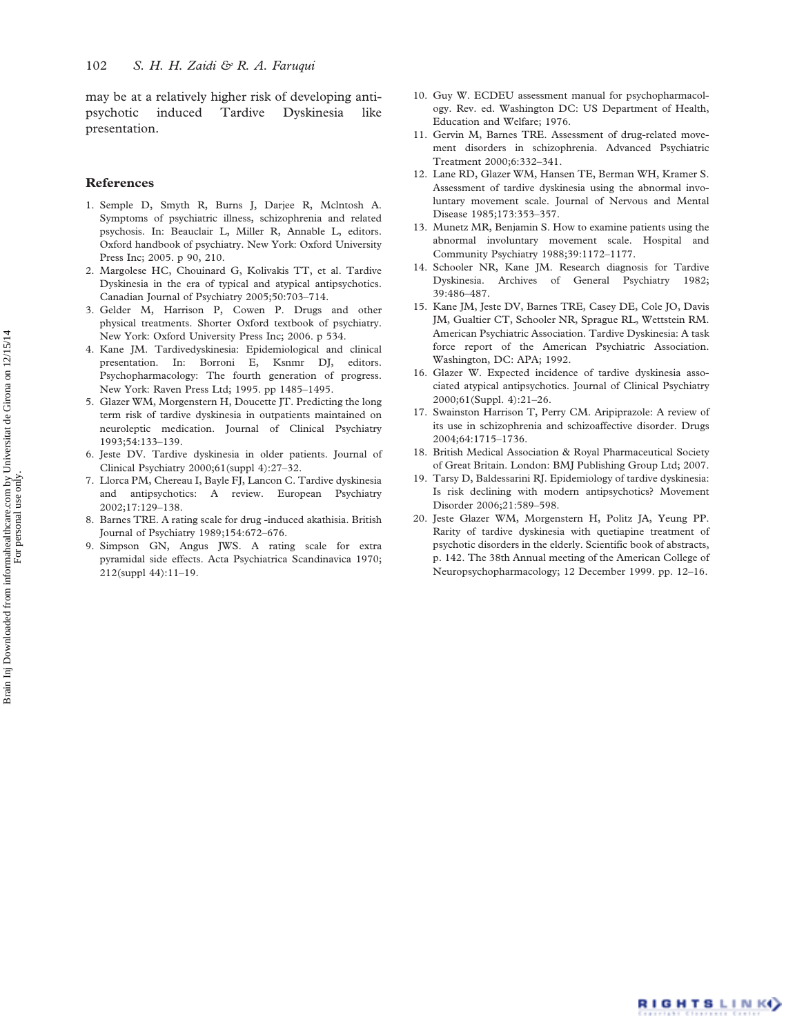may be at a relatively higher risk of developing antipsychotic induced Tardive Dyskinesia like presentation.

## References

1. Semple D, Smyth R, Burns J, Darjee R, Mclntosh A. Symptoms of psychiatric illness, schizophrenia and related psychosis. In: Beauclair L, Miller R, Annable L, editors. Oxford handbook of psychiatry. New York: Oxford University Press Inc; 2005. p 90, 210.
2. Margolese HC, Chouinard G, Kolivakis TT, et al. Tardive Dyskinesia in the era of typical and atypical antipsychotics. Canadian Journal of Psychiatry 2005;50:703–714.
3. Gelder M, Harrison P, Cowen P. Drugs and other physical treatments. Shorter Oxford textbook of psychiatry. New York: Oxford University Press Inc; 2006. p 534.
4. Kane JM. Tardivedyskinesia: Epidemiological and clinical presentation. In: Borroni E, Ksnmr DJ, editors. Psychopharmacology: The fourth generation of progress. New York: Raven Press Ltd; 1995. pp 1485–1495.
5. Glazer WM, Morgenstern H, Doucette JT. Predicting the long term risk of tardive dyskinesia in outpatients maintained on neuroleptic medication. Journal of Clinical Psychiatry 1993;54:133–139.
6. Jeste DV. Tardive dyskinesia in older patients. Journal of Clinical Psychiatry 2000;61(suppl 4):27–32.
7. Llorca PM, Chereau I, Bayle FJ, Lancon C. Tardive dyskinesia and antipsychotics: A review. European Psychiatry 2002;17:129–138.
8. Barnes TRE. A rating scale for drug -induced akathisia. British Journal of Psychiatry 1989;154:672–676.
9. Simpson GN, Angus JWS. A rating scale for extra pyramidal side effects. Acta Psychiatrica Scandinavica 1970; 212(suppl 44):11–19.
10. Guy W. ECDEU assessment manual for psychopharmacology. Rev. ed. Washington DC: US Department of Health, Education and Welfare; 1976.
11. Gervin M, Barnes TRE. Assessment of drug-related movement disorders in schizophrenia. Advanced Psychiatric Treatment 2000;6:332–341.
12. Lane RD, Glazer WM, Hansen TE, Berman WH, Kramer S. Assessment of tardive dyskinesia using the abnormal involuntary movement scale. Journal of Nervous and Mental Disease 1985;173:353–357.
13. Munetz MR, Benjamin S. How to examine patients using the abnormal involuntary movement scale. Hospital and Community Psychiatry 1988;39:1172–1177.
14. Schooler NR, Kane JM. Research diagnosis for Tardive Dyskinesia. Archives of General Psychiatry 1982; 39:486–487.
15. Kane JM, Jeste DV, Barnes TRE, Casey DE, Cole JO, Davis JM, Gualtier CT, Schooler NR, Sprague RL, Wettstein RM. American Psychiatric Association. Tardive Dyskinesia: A task force report of the American Psychiatric Association. Washington, DC: APA; 1992.
16. Glazer W. Expected incidence of tardive dyskinesia associated atypical antipsychotics. Journal of Clinical Psychiatry 2000;61(Suppl. 4):21–26.
17. Swainston Harrison T, Perry CM. Aripiprazole: A review of its use in schizophrenia and schizoaffective disorder. Drugs 2004;64:1715–1736.
18. British Medical Association & Royal Pharmaceutical Society of Great Britain. London: BMJ Publishing Group Ltd; 2007.
19. Tarsy D, Baldessarini RJ. Epidemiology of tardive dyskinesia: Is risk declining with modern antipsychotics? Movement Disorder 2006;21:589–598.
20. Jeste Glazer WM, Morgenstern H, Politz JA, Yeung PP. Rarity of tardive dyskinesia with quetiapine treatment of psychotic disorders in the elderly. Scientific book of abstracts, p. 142. The 38th Annual meeting of the American College of Neuropsychopharmacology; 12 December 1999. pp. 12–16.